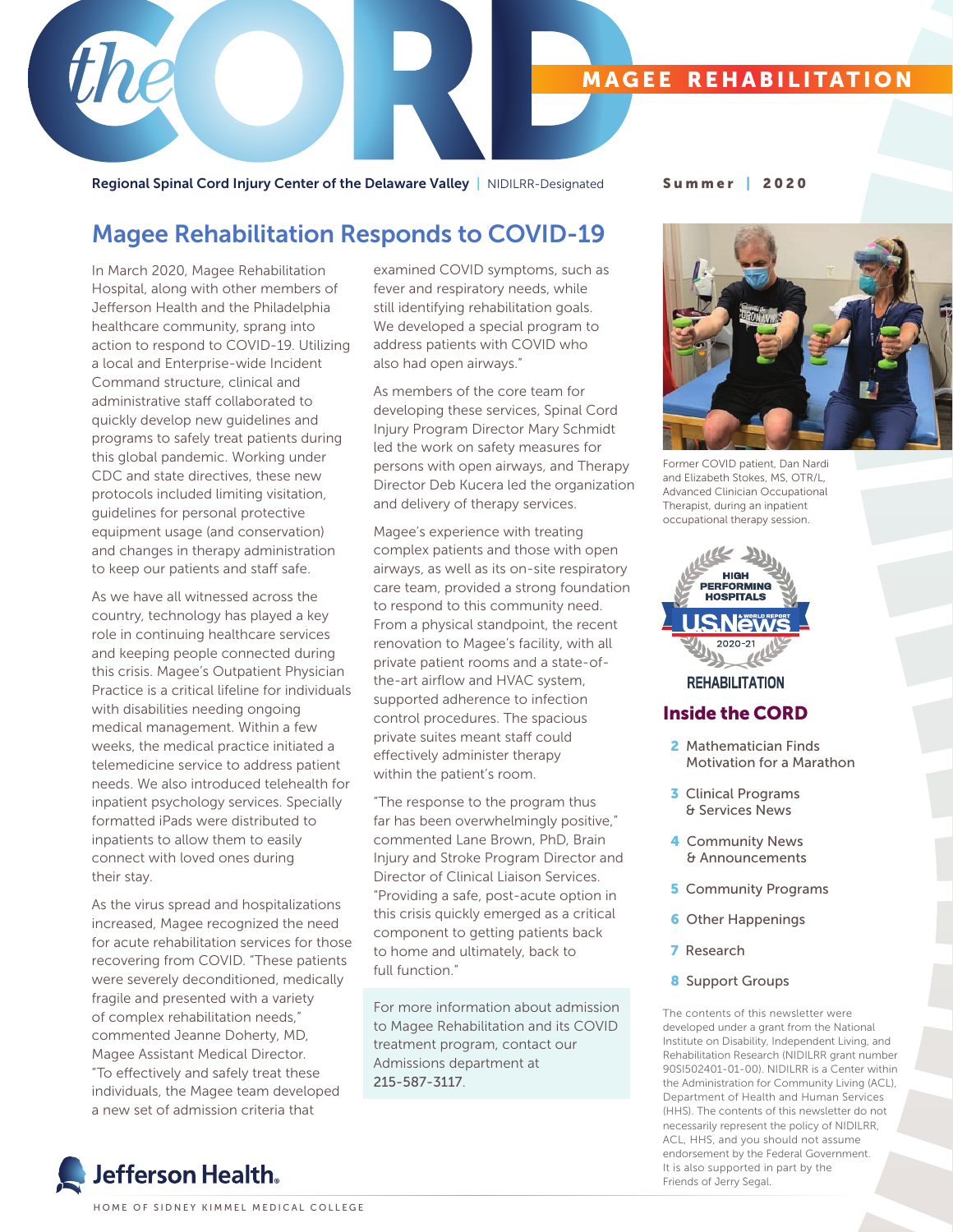# the CORD

MAGEE REHABILITATION

Regional Spinal Cord Injury Center of the Delaware Valley | NIDILRR-Designated

Summer | 2020

## Magee Rehabilitation Responds to COVID-19

In March 2020, Magee Rehabilitation Hospital, along with other members of Jefferson Health and the Philadelphia healthcare community, sprang into action to respond to COVID-19. Utilizing a local and Enterprise-wide Incident Command structure, clinical and administrative staff collaborated to quickly develop new guidelines and programs to safely treat patients during this global pandemic. Working under CDC and state directives, these new protocols included limiting visitation, guidelines for personal protective equipment usage (and conservation) and changes in therapy administration to keep our patients and staff safe.

As we have all witnessed across the country, technology has played a key role in continuing healthcare services and keeping people connected during this crisis. Magee's Outpatient Physician Practice is a critical lifeline for individuals with disabilities needing ongoing medical management. Within a few weeks, the medical practice initiated a telemedicine service to address patient needs. We also introduced telehealth for inpatient psychology services. Specially formatted iPads were distributed to inpatients to allow them to easily connect with loved ones during their stay.

As the virus spread and hospitalizations increased, Magee recognized the need for acute rehabilitation services for those recovering from COVID. "These patients were severely deconditioned, medically fragile and presented with a variety of complex rehabilitation needs," commented Jeanne Doherty, MD, Magee Assistant Medical Director. "To effectively and safely treat these individuals, the Magee team developed a new set of admission criteria that examined COVID symptoms, such as fever and respiratory needs, while still identifying rehabilitation goals. We developed a special program to address patients with COVID who also had open airways."

As members of the core team for developing these services, Spinal Cord Injury Program Director Mary Schmidt led the work on safety measures for persons with open airways, and Therapy Director Deb Kucera led the organization and delivery of therapy services.

Magee's experience with treating complex patients and those with open airways, as well as its on-site respiratory care team, provided a strong foundation to respond to this community need. From a physical standpoint, the recent renovation to Magee's facility, with all private patient rooms and a state-of-the-art airflow and HVAC system, supported adherence to infection control procedures. The spacious private suites meant staff could effectively administer therapy within the patient's room.

"The response to the program thus far has been overwhelmingly positive," commented Lane Brown, PhD, Brain Injury and Stroke Program Director and Director of Clinical Liaison Services. "Providing a safe, post-acute option in this crisis quickly emerged as a critical component to getting patients back to home and ultimately, back to full function."

For more information about admission to Magee Rehabilitation and its COVID treatment program, contact our Admissions department at 215-587-3117.

Former COVID patient, Dan Nardi and Elizabeth Stokes, MS, OTR/L, Advanced Clinician Occupational Therapist, during an inpatient occupational therapy session.

HIGH PERFORMING HOSPITALS
U.S.News & WORLD REPORT
2020-21
REHABILITATION

## Inside the CORD

- **2** Mathematician Finds Motivation for a Marathon
- **3** Clinical Programs & Services News
- **4** Community News & Announcements
- **5** Community Programs
- **6** Other Happenings
- **7** Research
- **8** Support Groups

The contents of this newsletter were developed under a grant from the National Institute on Disability, Independent Living, and Rehabilitation Research (NIDILRR grant number 90SI502401-01-00). NIDILRR is a Center within the Administration for Community Living (ACL), Department of Health and Human Services (HHS). The contents of this newsletter do not necessarily represent the policy of NIDILRR, ACL, HHS, and you should not assume endorsement by the Federal Government. It is also supported in part by the Friends of Jerry Segal.

Jefferson Health.

HOME OF SIDNEY KIMMEL MEDICAL COLLEGE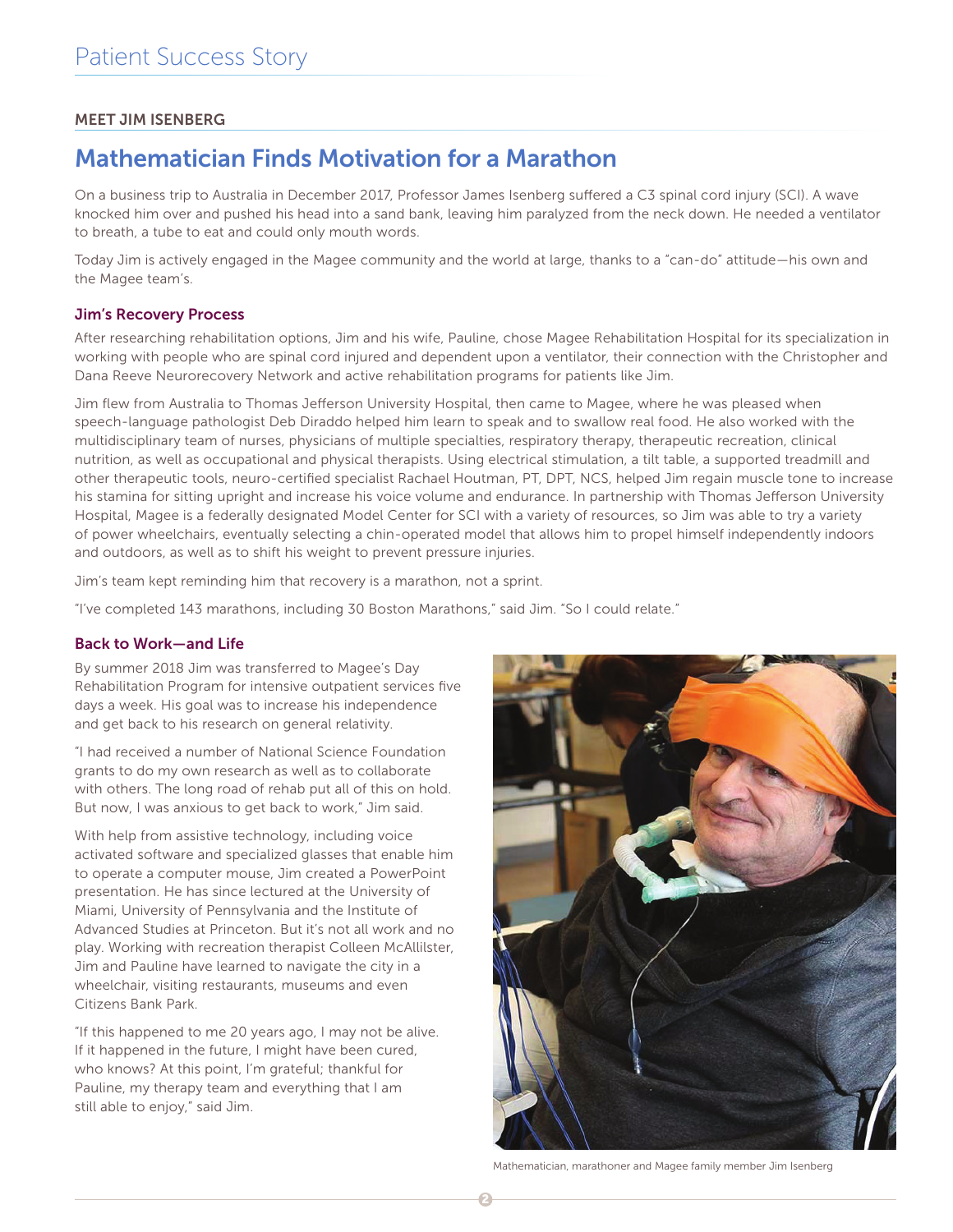# Patient Success Story

**MEET JIM ISENBERG**

## Mathematician Finds Motivation for a Marathon

On a business trip to Australia in December 2017, Professor James Isenberg suffered a C3 spinal cord injury (SCI). A wave knocked him over and pushed his head into a sand bank, leaving him paralyzed from the neck down. He needed a ventilator to breath, a tube to eat and could only mouth words.

Today Jim is actively engaged in the Magee community and the world at large, thanks to a "can-do" attitude—his own and the Magee team's.

### Jim's Recovery Process

After researching rehabilitation options, Jim and his wife, Pauline, chose Magee Rehabilitation Hospital for its specialization in working with people who are spinal cord injured and dependent upon a ventilator, their connection with the Christopher and Dana Reeve Neurorecovery Network and active rehabilitation programs for patients like Jim.

Jim flew from Australia to Thomas Jefferson University Hospital, then came to Magee, where he was pleased when speech-language pathologist Deb Diraddo helped him learn to speak and to swallow real food. He also worked with the multidisciplinary team of nurses, physicians of multiple specialties, respiratory therapy, therapeutic recreation, clinical nutrition, as well as occupational and physical therapists. Using electrical stimulation, a tilt table, a supported treadmill and other therapeutic tools, neuro-certified specialist Rachael Houtman, PT, DPT, NCS, helped Jim regain muscle tone to increase his stamina for sitting upright and increase his voice volume and endurance. In partnership with Thomas Jefferson University Hospital, Magee is a federally designated Model Center for SCI with a variety of resources, so Jim was able to try a variety of power wheelchairs, eventually selecting a chin-operated model that allows him to propel himself independently indoors and outdoors, as well as to shift his weight to prevent pressure injuries.

Jim's team kept reminding him that recovery is a marathon, not a sprint.

"I've completed 143 marathons, including 30 Boston Marathons," said Jim. "So I could relate."

### Back to Work—and Life

By summer 2018 Jim was transferred to Magee's Day Rehabilitation Program for intensive outpatient services five days a week. His goal was to increase his independence and get back to his research on general relativity.

"I had received a number of National Science Foundation grants to do my own research as well as to collaborate with others. The long road of rehab put all of this on hold. But now, I was anxious to get back to work," Jim said.

With help from assistive technology, including voice activated software and specialized glasses that enable him to operate a computer mouse, Jim created a PowerPoint presentation. He has since lectured at the University of Miami, University of Pennsylvania and the Institute of Advanced Studies at Princeton. But it's not all work and no play. Working with recreation therapist Colleen McAllilster, Jim and Pauline have learned to navigate the city in a wheelchair, visiting restaurants, museums and even Citizens Bank Park.

"If this happened to me 20 years ago, I may not be alive. If it happened in the future, I might have been cured, who knows? At this point, I'm grateful; thankful for Pauline, my therapy team and everything that I am still able to enjoy," said Jim.

Mathematician, marathoner and Magee family member Jim Isenberg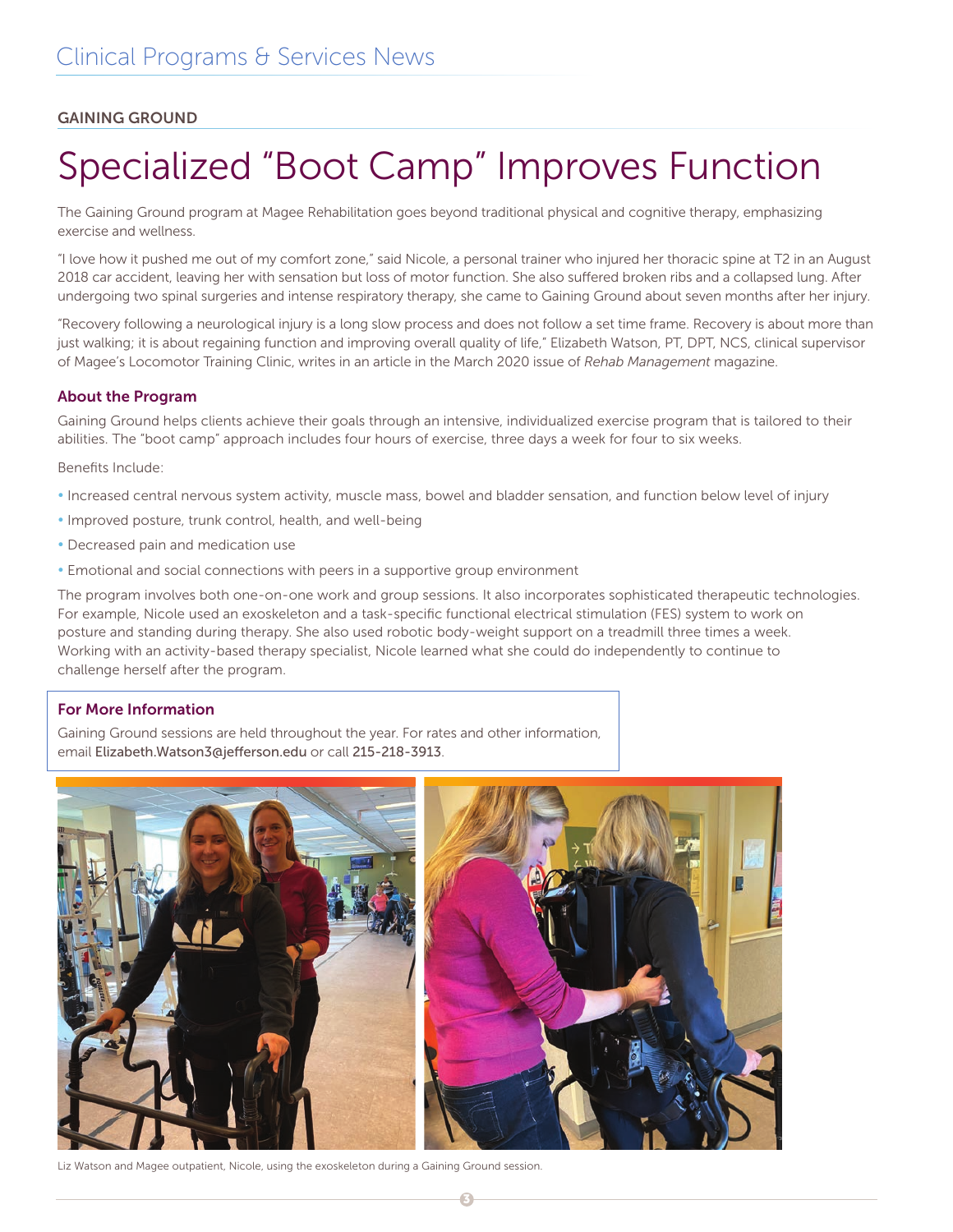## GAINING GROUND

# Specialized "Boot Camp" Improves Function

The Gaining Ground program at Magee Rehabilitation goes beyond traditional physical and cognitive therapy, emphasizing exercise and wellness.

"I love how it pushed me out of my comfort zone," said Nicole, a personal trainer who injured her thoracic spine at T2 in an August 2018 car accident, leaving her with sensation but loss of motor function. She also suffered broken ribs and a collapsed lung. After undergoing two spinal surgeries and intense respiratory therapy, she came to Gaining Ground about seven months after her injury.

"Recovery following a neurological injury is a long slow process and does not follow a set time frame. Recovery is about more than just walking; it is about regaining function and improving overall quality of life," Elizabeth Watson, PT, DPT, NCS, clinical supervisor of Magee's Locomotor Training Clinic, writes in an article in the March 2020 issue of *Rehab Management* magazine.

### About the Program

Gaining Ground helps clients achieve their goals through an intensive, individualized exercise program that is tailored to their abilities. The "boot camp" approach includes four hours of exercise, three days a week for four to six weeks.

Benefits Include:

- Increased central nervous system activity, muscle mass, bowel and bladder sensation, and function below level of injury
- Improved posture, trunk control, health, and well-being
- Decreased pain and medication use
- Emotional and social connections with peers in a supportive group environment

The program involves both one-on-one work and group sessions. It also incorporates sophisticated therapeutic technologies. For example, Nicole used an exoskeleton and a task-specific functional electrical stimulation (FES) system to work on posture and standing during therapy. She also used robotic body-weight support on a treadmill three times a week. Working with an activity-based therapy specialist, Nicole learned what she could do independently to continue to challenge herself after the program.

### For More Information

Gaining Ground sessions are held throughout the year. For rates and other information, email Elizabeth.Watson3@jefferson.edu or call 215-218-3913.

Liz Watson and Magee outpatient, Nicole, using the exoskeleton during a Gaining Ground session.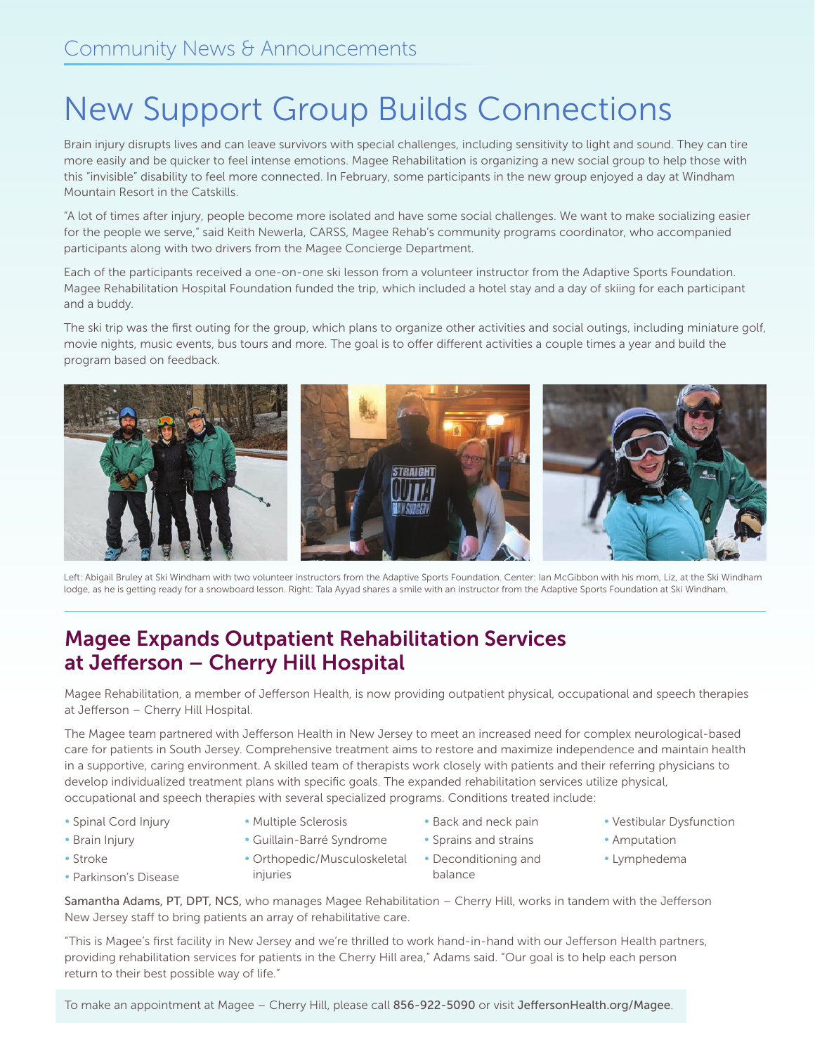Community News & Announcements

# New Support Group Builds Connections

Brain injury disrupts lives and can leave survivors with special challenges, including sensitivity to light and sound. They can tire more easily and be quicker to feel intense emotions. Magee Rehabilitation is organizing a new social group to help those with this "invisible" disability to feel more connected. In February, some participants in the new group enjoyed a day at Windham Mountain Resort in the Catskills.

"A lot of times after injury, people become more isolated and have some social challenges. We want to make socializing easier for the people we serve," said Keith Newerla, CARSS, Magee Rehab's community programs coordinator, who accompanied participants along with two drivers from the Magee Concierge Department.

Each of the participants received a one-on-one ski lesson from a volunteer instructor from the Adaptive Sports Foundation. Magee Rehabilitation Hospital Foundation funded the trip, which included a hotel stay and a day of skiing for each participant and a buddy.

The ski trip was the first outing for the group, which plans to organize other activities and social outings, including miniature golf, movie nights, music events, bus tours and more. The goal is to offer different activities a couple times a year and build the program based on feedback.

Left: Abigail Bruley at Ski Windham with two volunteer instructors from the Adaptive Sports Foundation. Center: Ian McGibbon with his mom, Liz, at the Ski Windham lodge, as he is getting ready for a snowboard lesson. Right: Tala Ayyad shares a smile with an instructor from the Adaptive Sports Foundation at Ski Windham.

## Magee Expands Outpatient Rehabilitation Services at Jefferson – Cherry Hill Hospital

Magee Rehabilitation, a member of Jefferson Health, is now providing outpatient physical, occupational and speech therapies at Jefferson – Cherry Hill Hospital.

The Magee team partnered with Jefferson Health in New Jersey to meet an increased need for complex neurological-based care for patients in South Jersey. Comprehensive treatment aims to restore and maximize independence and maintain health in a supportive, caring environment. A skilled team of therapists work closely with patients and their referring physicians to develop individualized treatment plans with specific goals. The expanded rehabilitation services utilize physical, occupational and speech therapies with several specialized programs. Conditions treated include:

- Spinal Cord Injury
- Brain Injury
- Stroke
- Parkinson's Disease
- Multiple Sclerosis
- Guillain-Barré Syndrome
- Orthopedic/Musculoskeletal injuries
- Back and neck pain
- Sprains and strains
- Deconditioning and balance
- Vestibular Dysfunction
- Amputation
- Lymphedema

Samantha Adams, PT, DPT, NCS, who manages Magee Rehabilitation – Cherry Hill, works in tandem with the Jefferson New Jersey staff to bring patients an array of rehabilitative care.

"This is Magee's first facility in New Jersey and we're thrilled to work hand-in-hand with our Jefferson Health partners, providing rehabilitation services for patients in the Cherry Hill area," Adams said. "Our goal is to help each person return to their best possible way of life."

To make an appointment at Magee – Cherry Hill, please call 856-922-5090 or visit JeffersonHealth.org/Magee.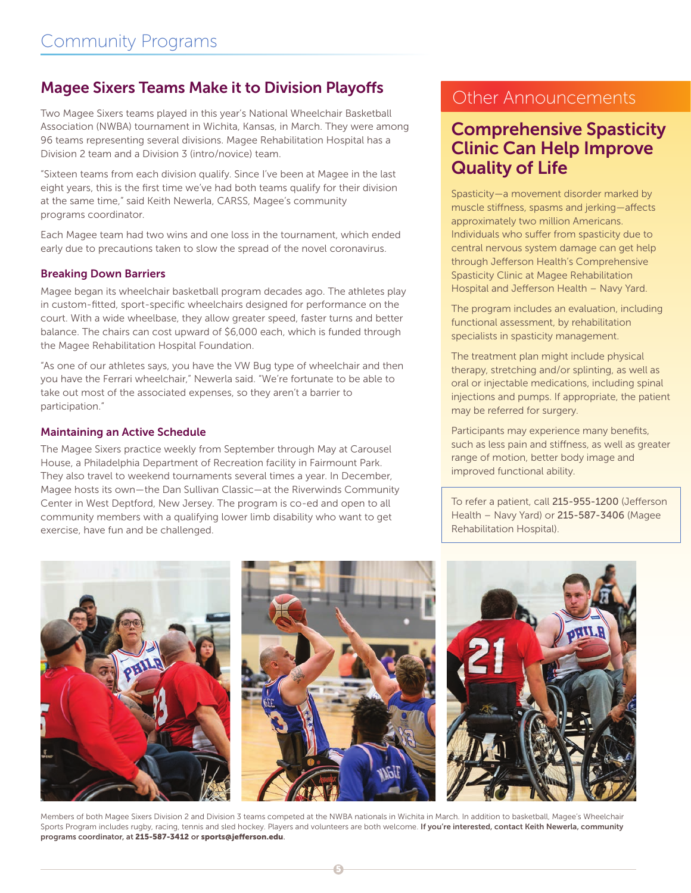# Community Programs

## Magee Sixers Teams Make it to Division Playoffs

Two Magee Sixers teams played in this year's National Wheelchair Basketball Association (NWBA) tournament in Wichita, Kansas, in March. They were among 96 teams representing several divisions. Magee Rehabilitation Hospital has a Division 2 team and a Division 3 (intro/novice) team.

"Sixteen teams from each division qualify. Since I've been at Magee in the last eight years, this is the first time we've had both teams qualify for their division at the same time," said Keith Newerla, CARSS, Magee's community programs coordinator.

Each Magee team had two wins and one loss in the tournament, which ended early due to precautions taken to slow the spread of the novel coronavirus.

### Breaking Down Barriers

Magee began its wheelchair basketball program decades ago. The athletes play in custom-fitted, sport-specific wheelchairs designed for performance on the court. With a wide wheelbase, they allow greater speed, faster turns and better balance. The chairs can cost upward of $6,000 each, which is funded through the Magee Rehabilitation Hospital Foundation.

"As one of our athletes says, you have the VW Bug type of wheelchair and then you have the Ferrari wheelchair," Newerla said. "We're fortunate to be able to take out most of the associated expenses, so they aren't a barrier to participation."

### Maintaining an Active Schedule

The Magee Sixers practice weekly from September through May at Carousel House, a Philadelphia Department of Recreation facility in Fairmount Park. They also travel to weekend tournaments several times a year. In December, Magee hosts its own—the Dan Sullivan Classic—at the Riverwinds Community Center in West Deptford, New Jersey. The program is co-ed and open to all community members with a qualifying lower limb disability who want to get exercise, have fun and be challenged.

Members of both Magee Sixers Division 2 and Division 3 teams competed at the NWBA nationals in Wichita in March. In addition to basketball, Magee's Wheelchair Sports Program includes rugby, racing, tennis and sled hockey. Players and volunteers are both welcome. **If you're interested, contact Keith Newerla, community programs coordinator, at 215-587-3412 or sports@jefferson.edu.**

# Other Announcements

## Comprehensive Spasticity Clinic Can Help Improve Quality of Life

Spasticity—a movement disorder marked by muscle stiffness, spasms and jerking—affects approximately two million Americans. Individuals who suffer from spasticity due to central nervous system damage can get help through Jefferson Health's Comprehensive Spasticity Clinic at Magee Rehabilitation Hospital and Jefferson Health – Navy Yard.

The program includes an evaluation, including functional assessment, by rehabilitation specialists in spasticity management.

The treatment plan might include physical therapy, stretching and/or splinting, as well as oral or injectable medications, including spinal injections and pumps. If appropriate, the patient may be referred for surgery.

Participants may experience many benefits, such as less pain and stiffness, as well as greater range of motion, better body image and improved functional ability.

To refer a patient, call **215-955-1200** (Jefferson Health – Navy Yard) or **215-587-3406** (Magee Rehabilitation Hospital).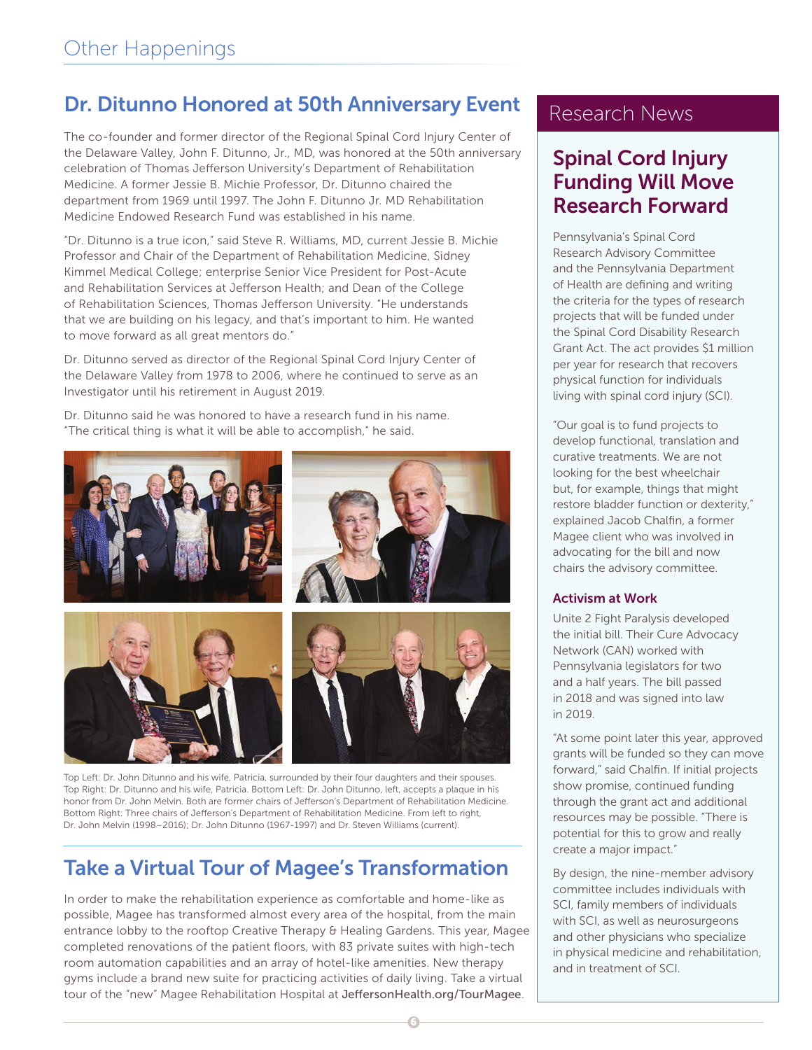# Other Happenings

## Dr. Ditunno Honored at 50th Anniversary Event

The co-founder and former director of the Regional Spinal Cord Injury Center of the Delaware Valley, John F. Ditunno, Jr., MD, was honored at the 50th anniversary celebration of Thomas Jefferson University's Department of Rehabilitation Medicine. A former Jessie B. Michie Professor, Dr. Ditunno chaired the department from 1969 until 1997. The John F. Ditunno Jr. MD Rehabilitation Medicine Endowed Research Fund was established in his name.

"Dr. Ditunno is a true icon," said Steve R. Williams, MD, current Jessie B. Michie Professor and Chair of the Department of Rehabilitation Medicine, Sidney Kimmel Medical College; enterprise Senior Vice President for Post-Acute and Rehabilitation Services at Jefferson Health; and Dean of the College of Rehabilitation Sciences, Thomas Jefferson University. "He understands that we are building on his legacy, and that's important to him. He wanted to move forward as all great mentors do."

Dr. Ditunno served as director of the Regional Spinal Cord Injury Center of the Delaware Valley from 1978 to 2006, where he continued to serve as an Investigator until his retirement in August 2019.

Dr. Ditunno said he was honored to have a research fund in his name. "The critical thing is what it will be able to accomplish," he said.

Top Left: Dr. John Ditunno and his wife, Patricia, surrounded by their four daughters and their spouses. Top Right: Dr. Ditunno and his wife, Patricia. Bottom Left: Dr. John Ditunno, left, accepts a plaque in his honor from Dr. John Melvin. Both are former chairs of Jefferson's Department of Rehabilitation Medicine. Bottom Right: Three chairs of Jefferson's Department of Rehabilitation Medicine. From left to right, Dr. John Melvin (1998–2016); Dr. John Ditunno (1967-1997) and Dr. Steven Williams (current).

## Take a Virtual Tour of Magee's Transformation

In order to make the rehabilitation experience as comfortable and home-like as possible, Magee has transformed almost every area of the hospital, from the main entrance lobby to the rooftop Creative Therapy & Healing Gardens. This year, Magee completed renovations of the patient floors, with 83 private suites with high-tech room automation capabilities and an array of hotel-like amenities. New therapy gyms include a brand new suite for practicing activities of daily living. Take a virtual tour of the "new" Magee Rehabilitation Hospital at **JeffersonHealth.org/TourMagee**.

# Research News

## Spinal Cord Injury Funding Will Move Research Forward

Pennsylvania's Spinal Cord Research Advisory Committee and the Pennsylvania Department of Health are defining and writing the criteria for the types of research projects that will be funded under the Spinal Cord Disability Research Grant Act. The act provides $1 million per year for research that recovers physical function for individuals living with spinal cord injury (SCI).

"Our goal is to fund projects to develop functional, translation and curative treatments. We are not looking for the best wheelchair but, for example, things that might restore bladder function or dexterity," explained Jacob Chalfin, a former Magee client who was involved in advocating for the bill and now chairs the advisory committee.

### Activism at Work

Unite 2 Fight Paralysis developed the initial bill. Their Cure Advocacy Network (CAN) worked with Pennsylvania legislators for two and a half years. The bill passed in 2018 and was signed into law in 2019.

"At some point later this year, approved grants will be funded so they can move forward," said Chalfin. If initial projects show promise, continued funding through the grant act and additional resources may be possible. "There is potential for this to grow and really create a major impact."

By design, the nine-member advisory committee includes individuals with SCI, family members of individuals with SCI, as well as neurosurgeons and other physicians who specialize in physical medicine and rehabilitation, and in treatment of SCI.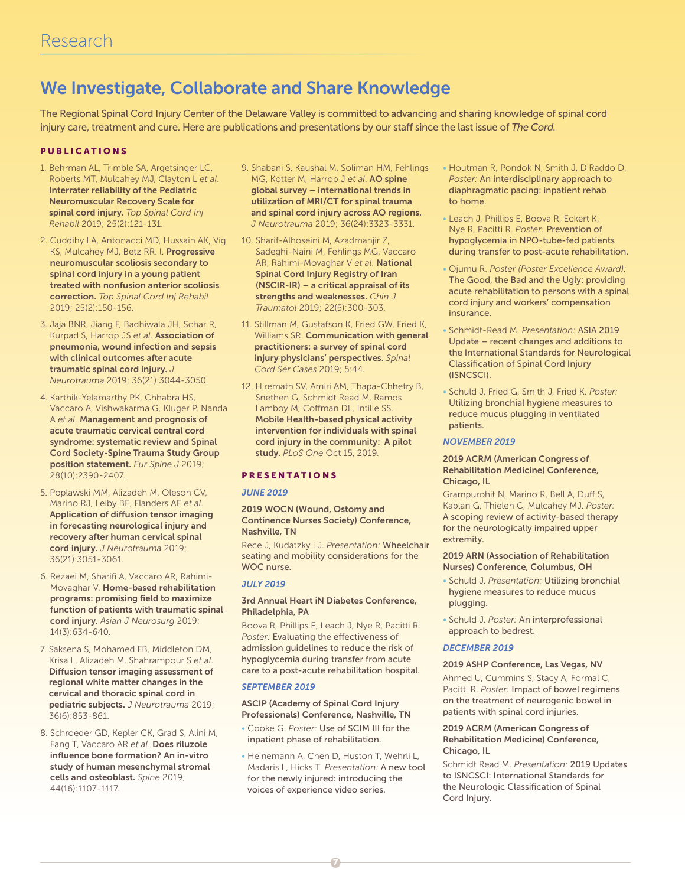# Research

## We Investigate, Collaborate and Share Knowledge

The Regional Spinal Cord Injury Center of the Delaware Valley is committed to advancing and sharing knowledge of spinal cord injury care, treatment and cure. Here are publications and presentations by our staff since the last issue of *The Cord.*

### PUBLICATIONS

1. Behrman AL, Trimble SA, Argetsinger LC, Roberts MT, Mulcahey MJ, Clayton L *et al.* **Interrater reliability of the Pediatric Neuromuscular Recovery Scale for spinal cord injury.** *Top Spinal Cord Inj Rehabil* 2019; 25(2):121-131.
2. Cuddihy LA, Antonacci MD, Hussain AK, Vig KS, Mulcahey MJ, Betz RR. l. **Progressive neuromuscular scoliosis secondary to spinal cord injury in a young patient treated with nonfusion anterior scoliosis correction.** *Top Spinal Cord Inj Rehabil* 2019; 25(2):150-156.
3. Jaja BNR, Jiang F, Badhiwala JH, Schar R, Kurpad S, Harrop JS *et al.* **Association of pneumonia, wound infection and sepsis with clinical outcomes after acute traumatic spinal cord injury.** *J Neurotrauma* 2019; 36(21):3044-3050.
4. Karthik-Yelamarthy PK, Chhabra HS, Vaccaro A, Vishwakarma G, Kluger P, Nanda A *et al.* **Management and prognosis of acute traumatic cervical central cord syndrome: systematic review and Spinal Cord Society-Spine Trauma Study Group position statement.** *Eur Spine J* 2019; 28(10):2390-2407.
5. Poplawski MM, Alizadeh M, Oleson CV, Marino RJ, Leiby BE, Flanders AE *et al.* **Application of diffusion tensor imaging in forecasting neurological injury and recovery after human cervical spinal cord injury.** *J Neurotrauma* 2019; 36(21):3051-3061.
6. Rezaei M, Sharifi A, Vaccaro AR, Rahimi-Movaghar V. **Home-based rehabilitation programs: promising field to maximize function of patients with traumatic spinal cord injury.** *Asian J Neurosurg* 2019; 14(3):634-640.
7. Saksena S, Mohamed FB, Middleton DM, Krisa L, Alizadeh M, Shahrampour S *et al.* **Diffusion tensor imaging assessment of regional white matter changes in the cervical and thoracic spinal cord in pediatric subjects.** *J Neurotrauma* 2019; 36(6):853-861.
8. Schroeder GD, Kepler CK, Grad S, Alini M, Fang T, Vaccaro AR *et al.* **Does riluzole influence bone formation? An in-vitro study of human mesenchymal stromal cells and osteoblast.** *Spine* 2019; 44(16):1107-1117.
9. Shabani S, Kaushal M, Soliman HM, Fehlings MG, Kotter M, Harrop J *et al.* **AO spine global survey – international trends in utilization of MRI/CT for spinal trauma and spinal cord injury across AO regions.** *J Neurotrauma* 2019; 36(24):3323-3331.
10. Sharif-Alhoseini M, Azadmanjir Z, Sadeghi-Naini M, Fehlings MG, Vaccaro AR, Rahimi-Movaghar V *et al.* **National Spinal Cord Injury Registry of Iran (NSCIR-IR) – a critical appraisal of its strengths and weaknesses.** *Chin J Traumatol* 2019; 22(5):300-303.
11. Stillman M, Gustafson K, Fried GW, Fried K, Williams SR. **Communication with general practitioners: a survey of spinal cord injury physicians' perspectives.** *Spinal Cord Ser Cases* 2019; 5:44.
12. Hiremath SV, Amiri AM, Thapa-Chhetry B, Snethen G, Schmidt Read M, Ramos Lamboy M, Coffman DL, Intille SS. **Mobile Health-based physical activity intervention for individuals with spinal cord injury in the community: A pilot study.** *PLoS One* Oct 15, 2019.

### PRESENTATIONS

#### *JUNE 2019*

**2019 WOCN (Wound, Ostomy and Continence Nurses Society) Conference, Nashville, TN**

Rece J, Kudatzky LJ. *Presentation:* Wheelchair seating and mobility considerations for the WOC nurse.

#### *JULY 2019*

**3rd Annual Heart iN Diabetes Conference, Philadelphia, PA**

Boova R, Phillips E, Leach J, Nye R, Pacitti R. *Poster:* Evaluating the effectiveness of admission guidelines to reduce the risk of hypoglycemia during transfer from acute care to a post-acute rehabilitation hospital.

#### *SEPTEMBER 2019*

**ASCIP (Academy of Spinal Cord Injury Professionals) Conference, Nashville, TN**

- Cooke G. *Poster:* Use of SCIM III for the inpatient phase of rehabilitation.
- Heinemann A, Chen D, Huston T, Wehrli L, Madaris L, Hicks T. *Presentation:* A new tool for the newly injured: introducing the voices of experience video series.
- Houtman R, Pondok N, Smith J, DiRaddo D. *Poster:* An interdisciplinary approach to diaphragmatic pacing: inpatient rehab to home.
- Leach J, Phillips E, Boova R, Eckert K, Nye R, Pacitti R. *Poster:* Prevention of hypoglycemia in NPO-tube-fed patients during transfer to post-acute rehabilitation.
- Ojumu R. *Poster (Poster Excellence Award):* The Good, the Bad and the Ugly: providing acute rehabilitation to persons with a spinal cord injury and workers' compensation insurance.
- Schmidt-Read M. *Presentation:* ASIA 2019 Update – recent changes and additions to the International Standards for Neurological Classification of Spinal Cord Injury (ISNCSCI).
- Schuld J, Fried G, Smith J, Fried K. *Poster:* Utilizing bronchial hygiene measures to reduce mucus plugging in ventilated patients.

#### *NOVEMBER 2019*

**2019 ACRM (American Congress of Rehabilitation Medicine) Conference, Chicago, IL**

Grampurohit N, Marino R, Bell A, Duff S, Kaplan G, Thielen C, Mulcahey MJ. *Poster:* A scoping review of activity-based therapy for the neurologically impaired upper extremity.

**2019 ARN (Association of Rehabilitation Nurses) Conference, Columbus, OH**

- Schuld J. *Presentation:* Utilizing bronchial hygiene measures to reduce mucus plugging.
- Schuld J. *Poster:* An interprofessional approach to bedrest.

#### *DECEMBER 2019*

**2019 ASHP Conference, Las Vegas, NV**

Ahmed U, Cummins S, Stacy A, Formal C, Pacitti R. *Poster:* Impact of bowel regimens on the treatment of neurogenic bowel in patients with spinal cord injuries.

**2019 ACRM (American Congress of Rehabilitation Medicine) Conference, Chicago, IL**

Schmidt Read M. *Presentation:* 2019 Updates to ISNCSCI: International Standards for the Neurologic Classification of Spinal Cord Injury.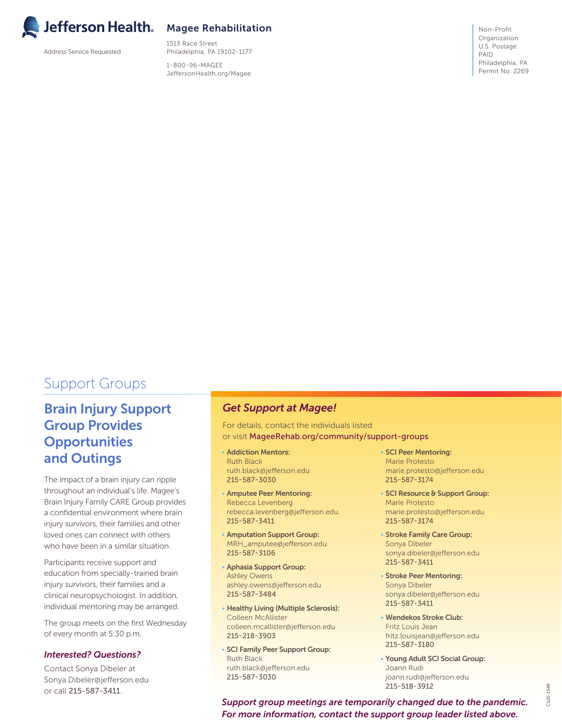Jefferson Health.

Address Service Requested

**Magee Rehabilitation**

1513 Race Street
Philadelphia, PA 19102-1177

1-800-96-MAGEE
JeffersonHealth.org/Magee

Non-Profit Organization
U.S. Postage
PAID
Philadelphia, PA
Permit No. 2269

# Support Groups

## Brain Injury Support Group Provides Opportunities and Outings

The impact of a brain injury can ripple throughout an individual's life. Magee's Brain Injury Family CARE Group provides a confidential environment where brain injury survivors, their families and other loved ones can connect with others who have been in a similar situation.

Participants receive support and education from specially-trained brain injury survivors, their families and a clinical neuropsychologist. In addition, individual mentoring may be arranged.

The group meets on the first Wednesday of every month at 5:30 p.m.

### *Interested? Questions?*

Contact Sonya Dibeler at Sonya.Dibeler@jefferson.edu or call 215-587-3411.

## *Get Support at Magee!*

For details, contact the individuals listed or visit MageeRehab.org/community/support-groups

- **Addiction Mentors:**
  Ruth Black
  ruth.black@jefferson.edu
  215-587-3030
- **Amputee Peer Mentoring:**
  Rebecca Levenberg
  rebecca.levenberg@jefferson.edu
  215-587-3411
- **Amputation Support Group:**
  MRH_amputee@jefferson.edu
  215-587-3106
- **Aphasia Support Group:**
  Ashley Owens
  ashley.owens@jefferson.edu
  215-587-3484
- **Healthy Living (Multiple Sclerosis):**
  Colleen McAllister
  colleen.mcallister@jefferson.edu
  215-218-3903
- **SCI Family Peer Support Group:**
  Ruth Black
  ruth.black@jefferson.edu
  215-587-3030
- **SCI Peer Mentoring:**
  Marie Protesto
  marie.protesto@jefferson.edu
  215-587-3174
- **SCI Resource & Support Group:**
  Marie Protesto
  marie.protesto@jefferson.edu
  215-587-3174
- **Stroke Family Care Group:**
  Sonya Dibeler
  sonya.dibeler@jefferson.edu
  215-587-3411
- **Stroke Peer Mentoring:**
  Sonya Dibeler
  sonya.dibeler@jefferson.edu
  215-587-3411
- **Wendekos Stroke Club:**
  Fritz Louis Jean
  fritz.louisjean@jefferson.edu
  215-587-3180
- **Young Adult SCI Social Group:**
  Joann Rudi
  joann.rudi@jefferson.edu
  215-518-3912

***Support group meetings are temporarily changed due to the pandemic. For more information, contact the support group leader listed above.***

CS20-1549